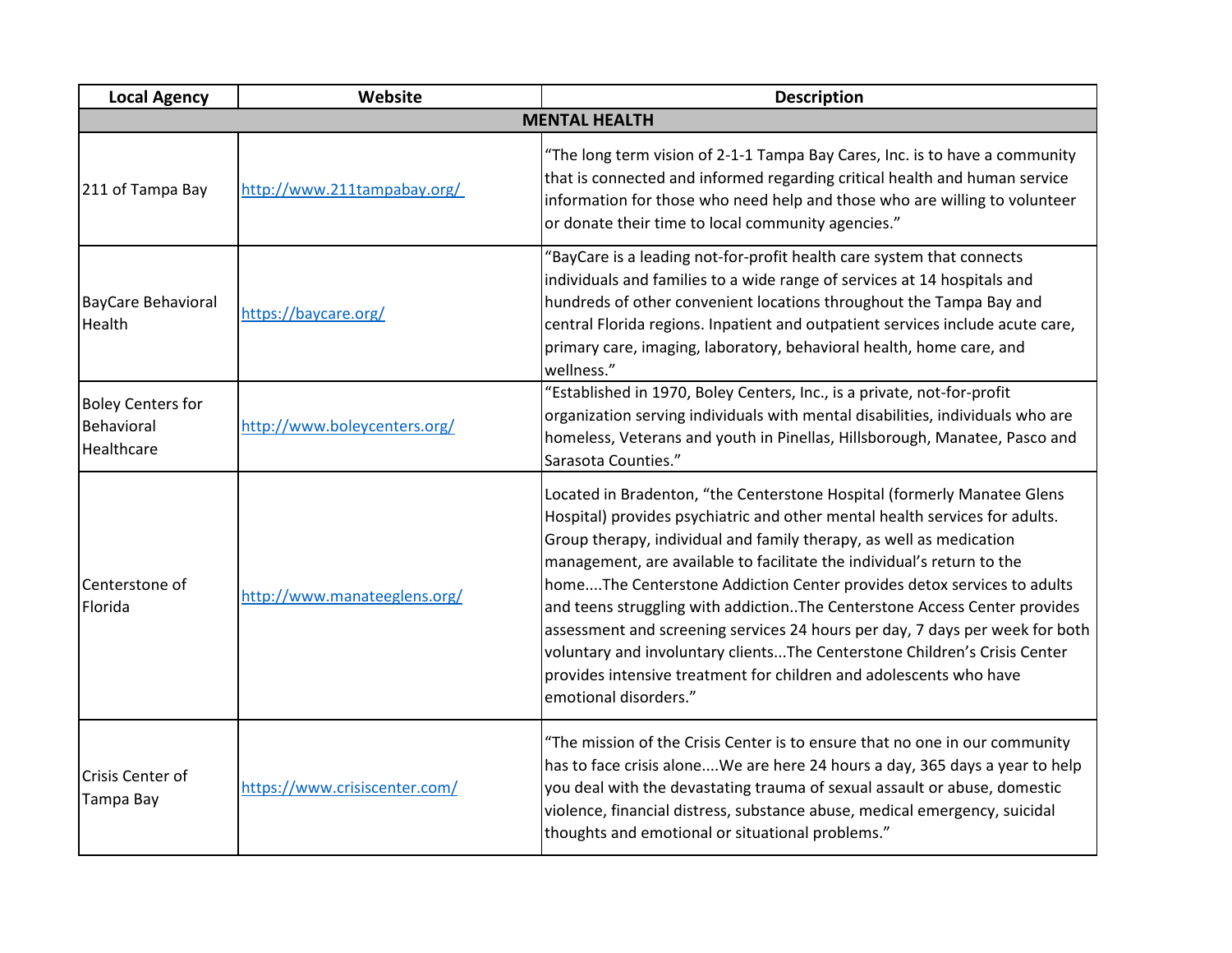| Local Agency | Website | Description |
|---|---|---|
| **MENTAL HEALTH** | | |
| 211 of Tampa Bay | http://www.211tampabay.org/ | "The long term vision of 2-1-1 Tampa Bay Cares, Inc. is to have a community that is connected and informed regarding critical health and human service information for those who need help and those who are willing to volunteer or donate their time to local community agencies." |
| BayCare Behavioral Health | https://baycare.org/ | "BayCare is a leading not-for-profit health care system that connects individuals and families to a wide range of services at 14 hospitals and hundreds of other convenient locations throughout the Tampa Bay and central Florida regions. Inpatient and outpatient services include acute care, primary care, imaging, laboratory, behavioral health, home care, and wellness." |
| Boley Centers for Behavioral Healthcare | http://www.boleycenters.org/ | "Established in 1970, Boley Centers, Inc., is a private, not-for-profit organization serving individuals with mental disabilities, individuals who are homeless, Veterans and youth in Pinellas, Hillsborough, Manatee, Pasco and Sarasota Counties." |
| Centerstone of Florida | http://www.manateeglens.org/ | Located in Bradenton, "the Centerstone Hospital (formerly Manatee Glens Hospital) provides psychiatric and other mental health services for adults. Group therapy, individual and family therapy, as well as medication management, are available to facilitate the individual's return to the home....The Centerstone Addiction Center provides detox services to adults and teens struggling with addiction..The Centerstone Access Center provides assessment and screening services 24 hours per day, 7 days per week for both voluntary and involuntary clients...The Centerstone Children's Crisis Center provides intensive treatment for children and adolescents who have emotional disorders." |
| Crisis Center of Tampa Bay | https://www.crisiscenter.com/ | "The mission of the Crisis Center is to ensure that no one in our community has to face crisis alone....We are here 24 hours a day, 365 days a year to help you deal with the devastating trauma of sexual assault or abuse, domestic violence, financial distress, substance abuse, medical emergency, suicidal thoughts and emotional or situational problems." |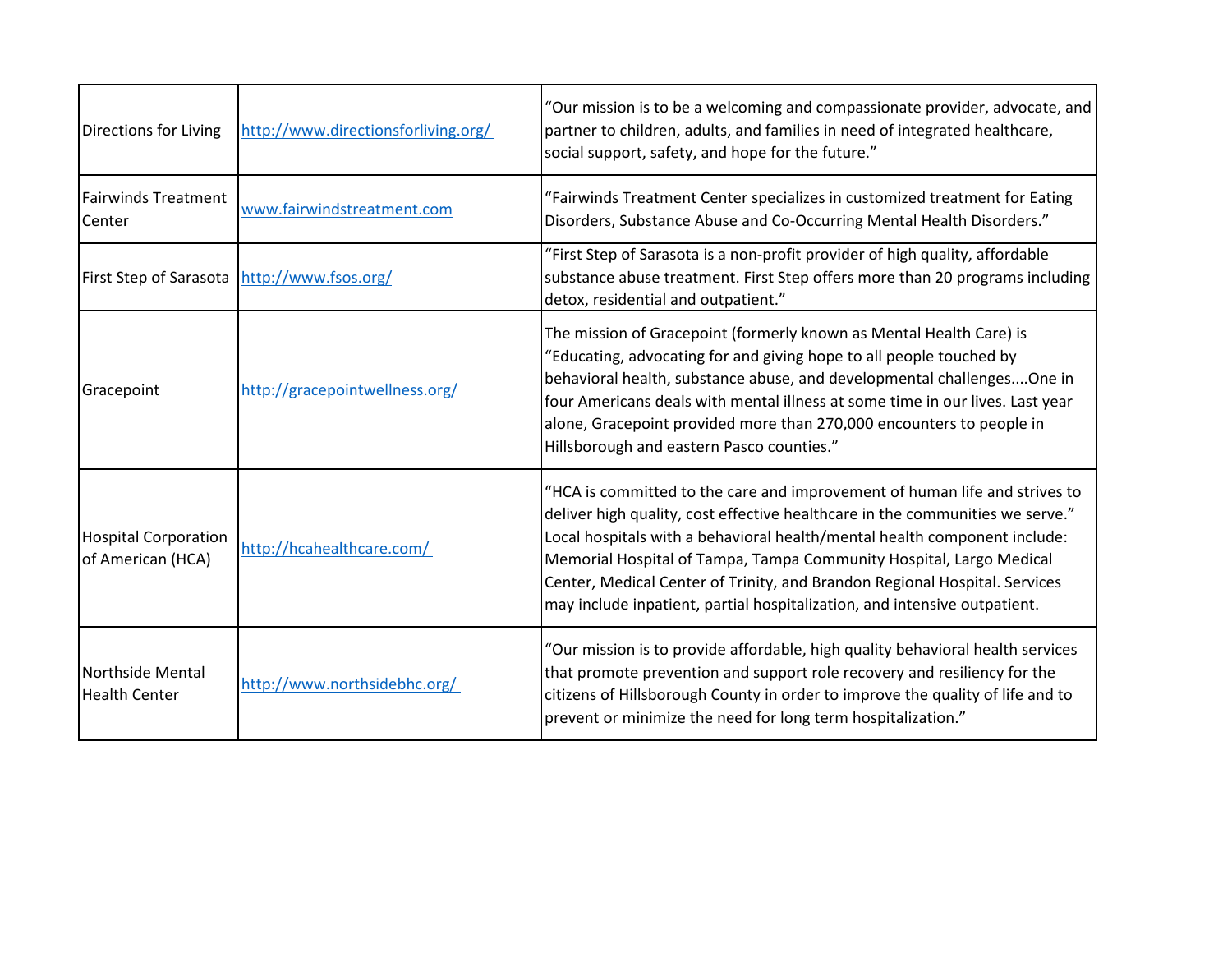| Directions for Living | http://www.directionsforliving.org/ | "Our mission is to be a welcoming and compassionate provider, advocate, and partner to children, adults, and families in need of integrated healthcare, social support, safety, and hope for the future." |
|---|---|---|
| Fairwinds Treatment Center | www.fairwindstreatment.com | "Fairwinds Treatment Center specializes in customized treatment for Eating Disorders, Substance Abuse and Co-Occurring Mental Health Disorders." |
| First Step of Sarasota | http://www.fsos.org/ | "First Step of Sarasota is a non-profit provider of high quality, affordable substance abuse treatment. First Step offers more than 20 programs including detox, residential and outpatient." |
| Gracepoint | http://gracepointwellness.org/ | The mission of Gracepoint (formerly known as Mental Health Care) is "Educating, advocating for and giving hope to all people touched by behavioral health, substance abuse, and developmental challenges....One in four Americans deals with mental illness at some time in our lives. Last year alone, Gracepoint provided more than 270,000 encounters to people in Hillsborough and eastern Pasco counties." |
| Hospital Corporation of American (HCA) | http://hcahealthcare.com/ | "HCA is committed to the care and improvement of human life and strives to deliver high quality, cost effective healthcare in the communities we serve." Local hospitals with a behavioral health/mental health component include: Memorial Hospital of Tampa, Tampa Community Hospital, Largo Medical Center, Medical Center of Trinity, and Brandon Regional Hospital. Services may include inpatient, partial hospitalization, and intensive outpatient. |
| Northside Mental Health Center | http://www.northsidebhc.org/ | "Our mission is to provide affordable, high quality behavioral health services that promote prevention and support role recovery and resiliency for the citizens of Hillsborough County in order to improve the quality of life and to prevent or minimize the need for long term hospitalization." |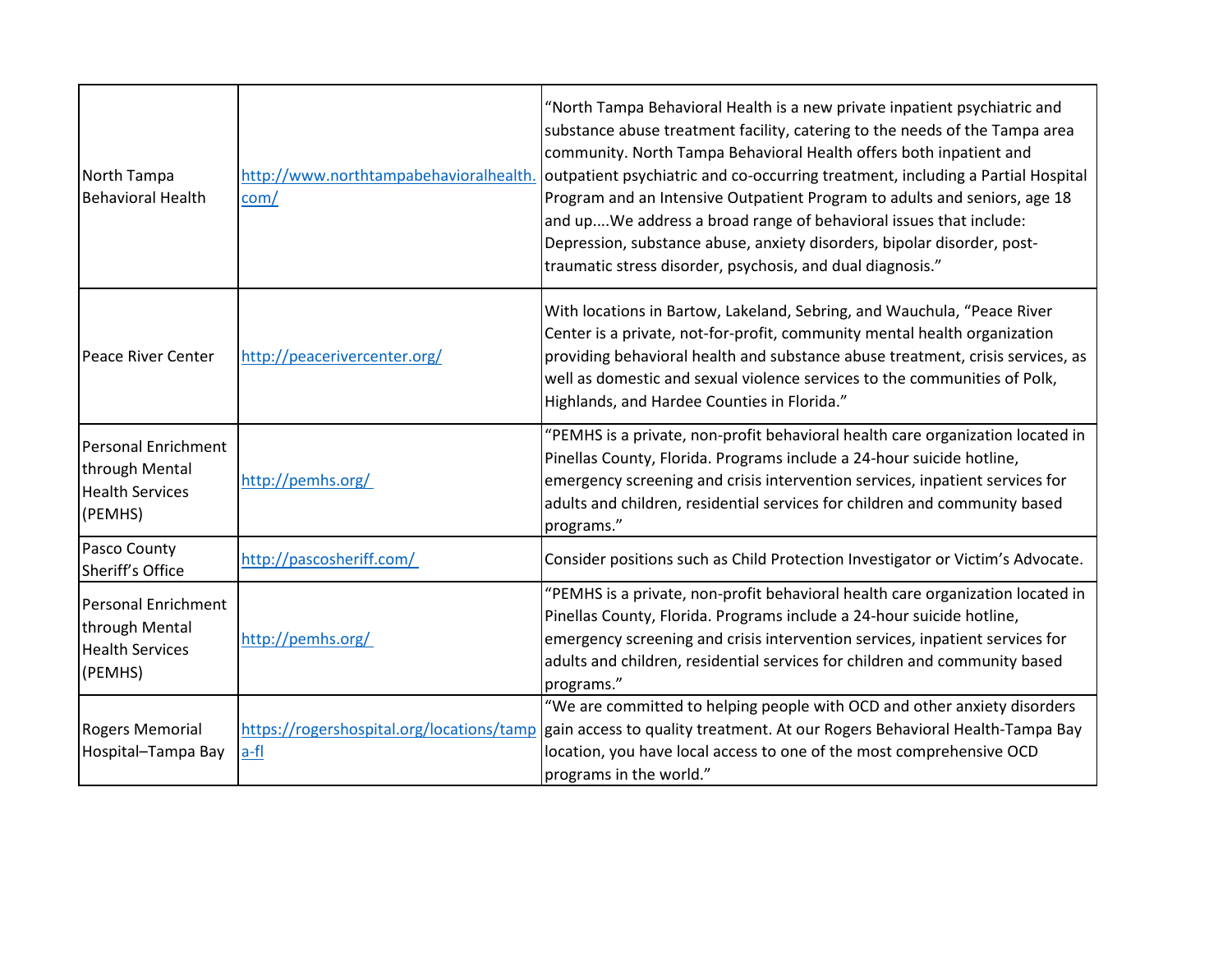| | | |
|---|---|---|
| North Tampa Behavioral Health | http://www.northtampabehavioralhealth.com/ | "North Tampa Behavioral Health is a new private inpatient psychiatric and substance abuse treatment facility, catering to the needs of the Tampa area community. North Tampa Behavioral Health offers both inpatient and outpatient psychiatric and co-occurring treatment, including a Partial Hospital Program and an Intensive Outpatient Program to adults and seniors, age 18 and up....We address a broad range of behavioral issues that include: Depression, substance abuse, anxiety disorders, bipolar disorder, post-traumatic stress disorder, psychosis, and dual diagnosis." |
| Peace River Center | http://peacerivercenter.org/ | With locations in Bartow, Lakeland, Sebring, and Wauchula, "Peace River Center is a private, not-for-profit, community mental health organization providing behavioral health and substance abuse treatment, crisis services, as well as domestic and sexual violence services to the communities of Polk, Highlands, and Hardee Counties in Florida." |
| Personal Enrichment through Mental Health Services (PEMHS) | http://pemhs.org/ | "PEMHS is a private, non-profit behavioral health care organization located in Pinellas County, Florida. Programs include a 24-hour suicide hotline, emergency screening and crisis intervention services, inpatient services for adults and children, residential services for children and community based programs." |
| Pasco County Sheriff's Office | http://pascosheriff.com/ | Consider positions such as Child Protection Investigator or Victim's Advocate. |
| Personal Enrichment through Mental Health Services (PEMHS) | http://pemhs.org/ | "PEMHS is a private, non-profit behavioral health care organization located in Pinellas County, Florida. Programs include a 24-hour suicide hotline, emergency screening and crisis intervention services, inpatient services for adults and children, residential services for children and community based programs." |
| Rogers Memorial Hospital–Tampa Bay | https://rogershospital.org/locations/tampa-fl | "We are committed to helping people with OCD and other anxiety disorders gain access to quality treatment. At our Rogers Behavioral Health-Tampa Bay location, you have local access to one of the most comprehensive OCD programs in the world." |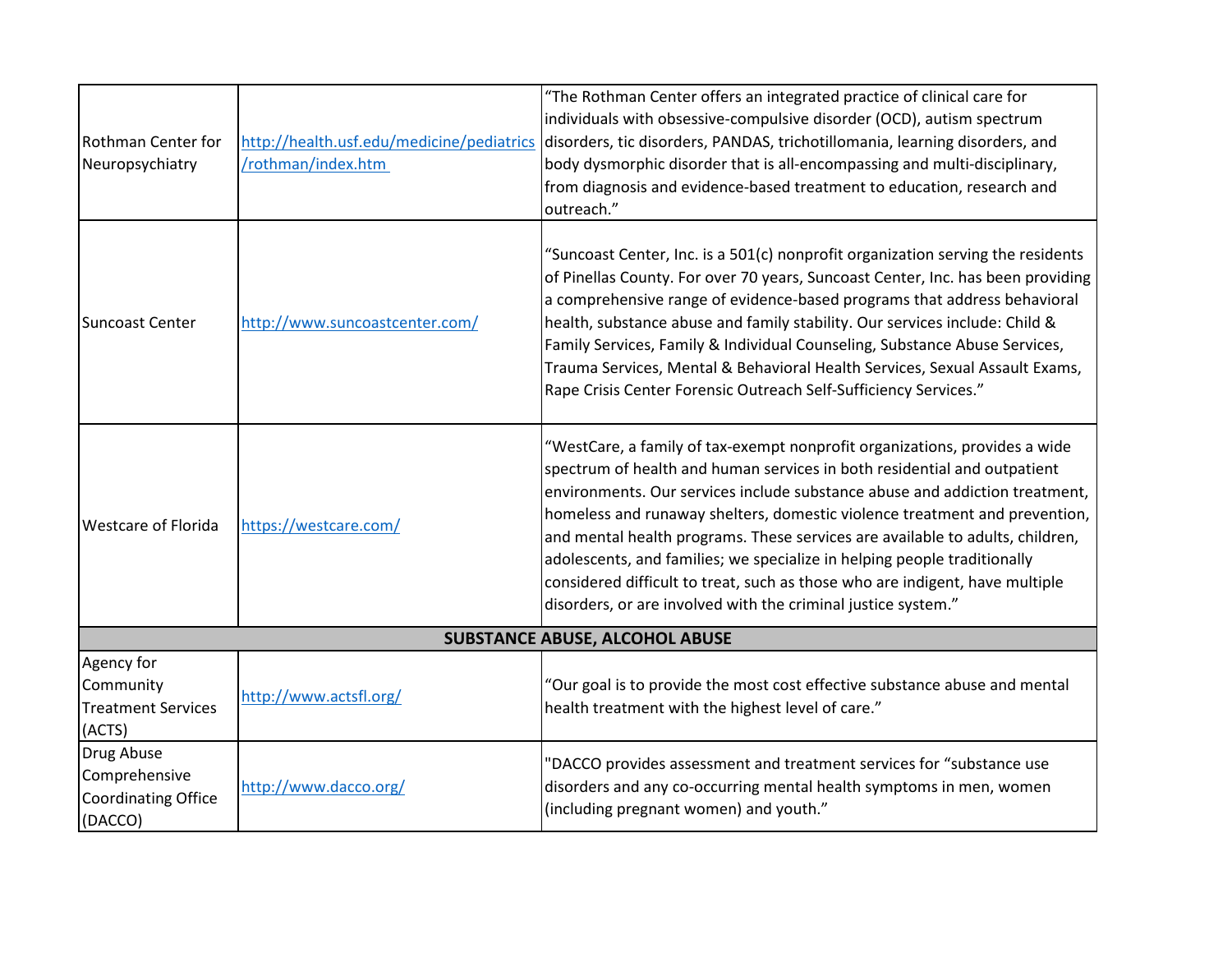| | | |
|---|---|---|
| Rothman Center for Neuropsychiatry | http://health.usf.edu/medicine/pediatrics/rothman/index.htm | "The Rothman Center offers an integrated practice of clinical care for individuals with obsessive-compulsive disorder (OCD), autism spectrum disorders, tic disorders, PANDAS, trichotillomania, learning disorders, and body dysmorphic disorder that is all-encompassing and multi-disciplinary, from diagnosis and evidence-based treatment to education, research and outreach." |
| Suncoast Center | http://www.suncoastcenter.com/ | "Suncoast Center, Inc. is a 501(c) nonprofit organization serving the residents of Pinellas County. For over 70 years, Suncoast Center, Inc. has been providing a comprehensive range of evidence-based programs that address behavioral health, substance abuse and family stability. Our services include: Child & Family Services, Family & Individual Counseling, Substance Abuse Services, Trauma Services, Mental & Behavioral Health Services, Sexual Assault Exams, Rape Crisis Center Forensic Outreach Self-Sufficiency Services." |
| Westcare of Florida | https://westcare.com/ | "WestCare, a family of tax-exempt nonprofit organizations, provides a wide spectrum of health and human services in both residential and outpatient environments. Our services include substance abuse and addiction treatment, homeless and runaway shelters, domestic violence treatment and prevention, and mental health programs. These services are available to adults, children, adolescents, and families; we specialize in helping people traditionally considered difficult to treat, such as those who are indigent, have multiple disorders, or are involved with the criminal justice system." |
| **SUBSTANCE ABUSE, ALCOHOL ABUSE** | | |
| Agency for Community Treatment Services (ACTS) | http://www.actsfl.org/ | "Our goal is to provide the most cost effective substance abuse and mental health treatment with the highest level of care." |
| Drug Abuse Comprehensive Coordinating Office (DACCO) | http://www.dacco.org/ | "DACCO provides assessment and treatment services for "substance use disorders and any co-occurring mental health symptoms in men, women (including pregnant women) and youth." |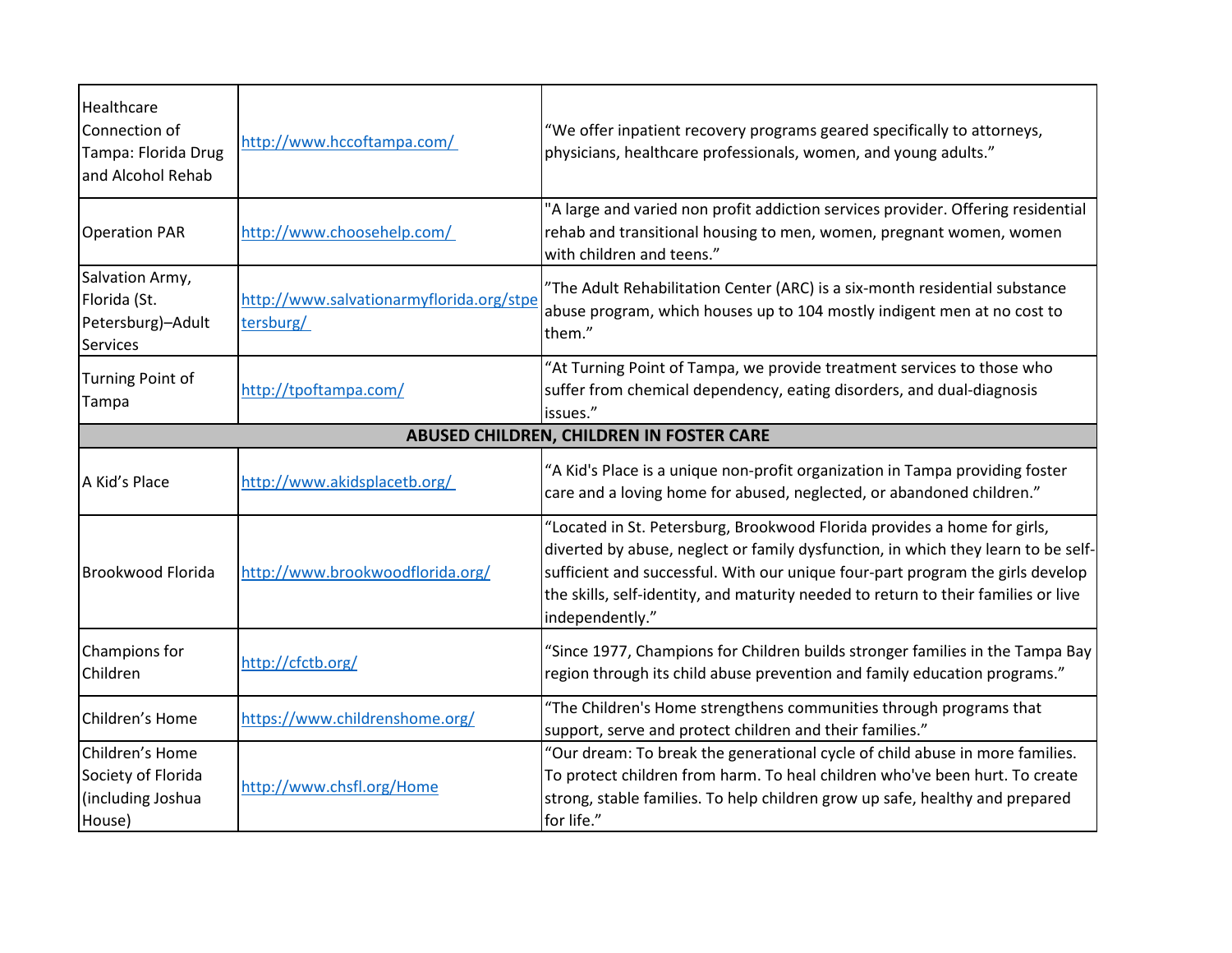| | | |
|---|---|---|
| Healthcare Connection of Tampa: Florida Drug and Alcohol Rehab | http://www.hccoftampa.com/ | “We offer inpatient recovery programs geared specifically to attorneys, physicians, healthcare professionals, women, and young adults.” |
| Operation PAR | http://www.choosehelp.com/ | "A large and varied non profit addiction services provider. Offering residential rehab and transitional housing to men, women, pregnant women, women with children and teens.” |
| Salvation Army, Florida (St. Petersburg)–Adult Services | http://www.salvationarmyflorida.org/stpetersburg/ | ”The Adult Rehabilitation Center (ARC) is a six-month residential substance abuse program, which houses up to 104 mostly indigent men at no cost to them.” |
| Turning Point of Tampa | http://tpoftampa.com/ | “At Turning Point of Tampa, we provide treatment services to those who suffer from chemical dependency, eating disorders, and dual-diagnosis issues.” |
| **ABUSED CHILDREN, CHILDREN IN FOSTER CARE** | | |
| A Kid’s Place | http://www.akidsplacetb.org/ | “A Kid's Place is a unique non-profit organization in Tampa providing foster care and a loving home for abused, neglected, or abandoned children.” |
| Brookwood Florida | http://www.brookwoodflorida.org/ | “Located in St. Petersburg, Brookwood Florida provides a home for girls, diverted by abuse, neglect or family dysfunction, in which they learn to be self-sufficient and successful. With our unique four-part program the girls develop the skills, self-identity, and maturity needed to return to their families or live independently.” |
| Champions for Children | http://cfctb.org/ | “Since 1977, Champions for Children builds stronger families in the Tampa Bay region through its child abuse prevention and family education programs.” |
| Children’s Home | https://www.childrenshome.org/ | “The Children's Home strengthens communities through programs that support, serve and protect children and their families.” |
| Children’s Home Society of Florida (including Joshua House) | http://www.chsfl.org/Home | “Our dream: To break the generational cycle of child abuse in more families. To protect children from harm. To heal children who've been hurt. To create strong, stable families. To help children grow up safe, healthy and prepared for life.” |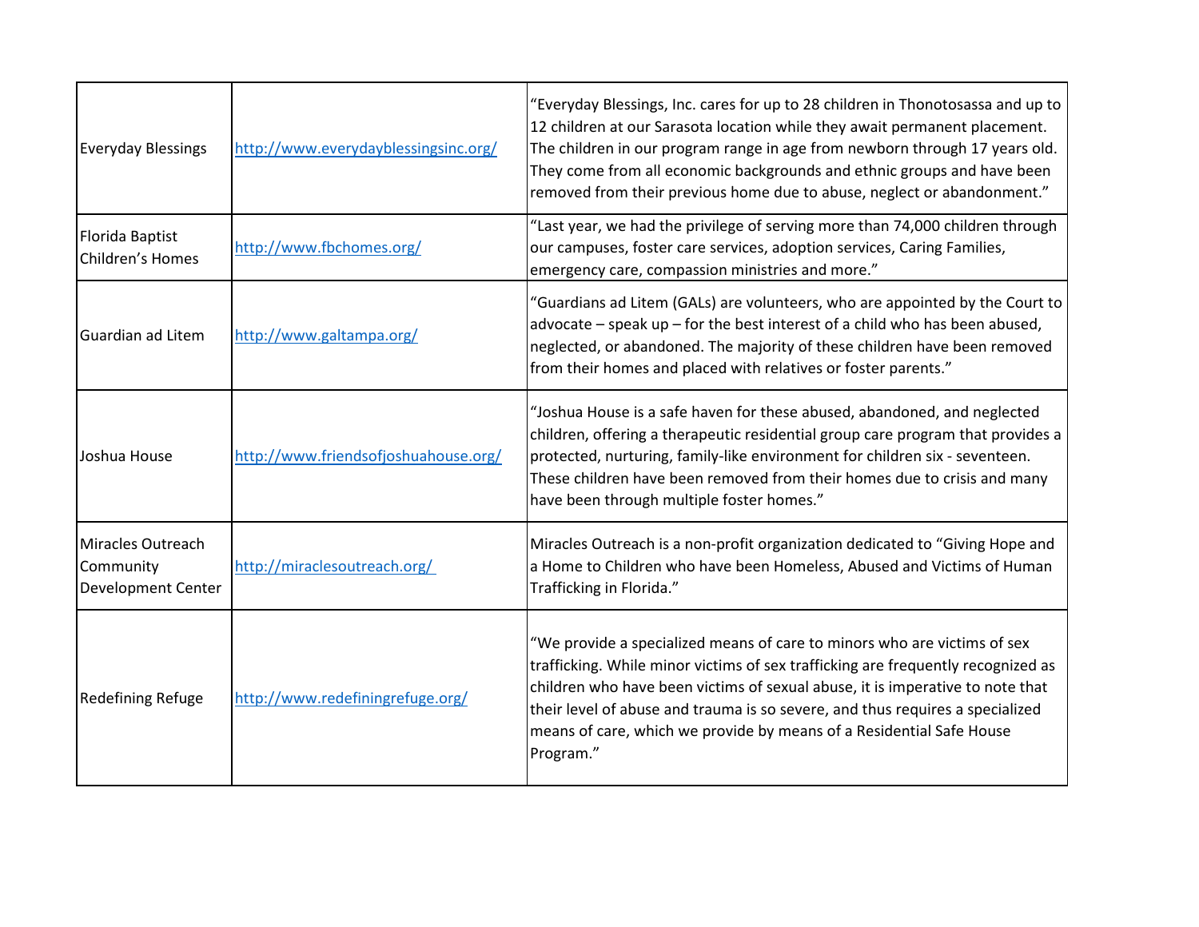| | | |
|---|---|---|
| Everyday Blessings | http://www.everydayblessingsinc.org/ | "Everyday Blessings, Inc. cares for up to 28 children in Thonotosassa and up to 12 children at our Sarasota location while they await permanent placement. The children in our program range in age from newborn through 17 years old. They come from all economic backgrounds and ethnic groups and have been removed from their previous home due to abuse, neglect or abandonment." |
| Florida Baptist Children's Homes | http://www.fbchomes.org/ | "Last year, we had the privilege of serving more than 74,000 children through our campuses, foster care services, adoption services, Caring Families, emergency care, compassion ministries and more." |
| Guardian ad Litem | http://www.galtampa.org/ | "Guardians ad Litem (GALs) are volunteers, who are appointed by the Court to advocate – speak up – for the best interest of a child who has been abused, neglected, or abandoned. The majority of these children have been removed from their homes and placed with relatives or foster parents." |
| Joshua House | http://www.friendsofjoshuahouse.org/ | "Joshua House is a safe haven for these abused, abandoned, and neglected children, offering a therapeutic residential group care program that provides a protected, nurturing, family-like environment for children six - seventeen. These children have been removed from their homes due to crisis and many have been through multiple foster homes." |
| Miracles Outreach Community Development Center | http://miraclesoutreach.org/ | Miracles Outreach is a non-profit organization dedicated to "Giving Hope and a Home to Children who have been Homeless, Abused and Victims of Human Trafficking in Florida." |
| Redefining Refuge | http://www.redefiningrefuge.org/ | "We provide a specialized means of care to minors who are victims of sex trafficking. While minor victims of sex trafficking are frequently recognized as children who have been victims of sexual abuse, it is imperative to note that their level of abuse and trauma is so severe, and thus requires a specialized means of care, which we provide by means of a Residential Safe House Program." |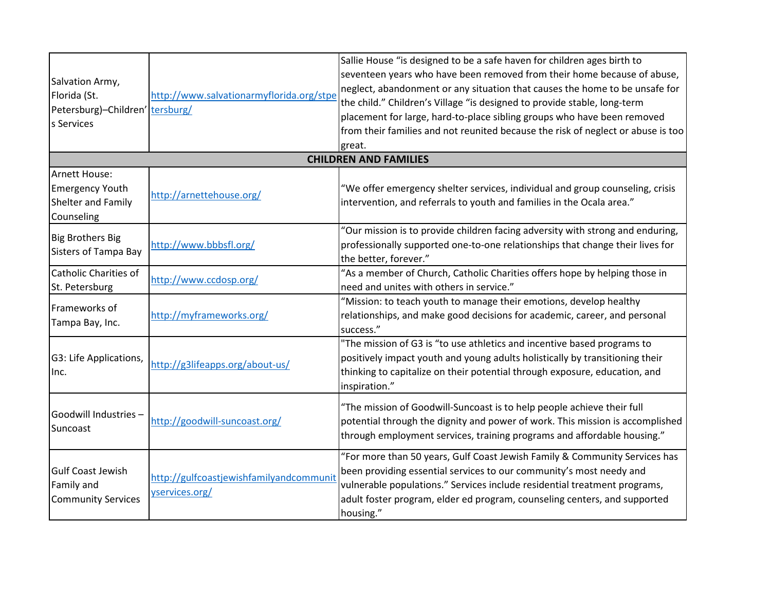| | | |
|---|---|---|
| Salvation Army, Florida (St. Petersburg)–Children's Services | http://www.salvationarmyflorida.org/stpetersburg/ | Sallie House "is designed to be a safe haven for children ages birth to seventeen years who have been removed from their home because of abuse, neglect, abandonment or any situation that causes the home to be unsafe for the child." Children's Village "is designed to provide stable, long-term placement for large, hard-to-place sibling groups who have been removed from their families and not reunited because the risk of neglect or abuse is too great. |
| **CHILDREN AND FAMILIES** | | |
| Arnett House: Emergency Youth Shelter and Family Counseling | http://arnettehouse.org/ | "We offer emergency shelter services, individual and group counseling, crisis intervention, and referrals to youth and families in the Ocala area." |
| Big Brothers Big Sisters of Tampa Bay | http://www.bbbsfl.org/ | "Our mission is to provide children facing adversity with strong and enduring, professionally supported one-to-one relationships that change their lives for the better, forever." |
| Catholic Charities of St. Petersburg | http://www.ccdosp.org/ | "As a member of Church, Catholic Charities offers hope by helping those in need and unites with others in service." |
| Frameworks of Tampa Bay, Inc. | http://myframeworks.org/ | "Mission: to teach youth to manage their emotions, develop healthy relationships, and make good decisions for academic, career, and personal success." |
| G3: Life Applications, Inc. | http://g3lifeapps.org/about-us/ | "The mission of G3 is "to use athletics and incentive based programs to positively impact youth and young adults holistically by transitioning their thinking to capitalize on their potential through exposure, education, and inspiration." |
| Goodwill Industries – Suncoast | http://goodwill-suncoast.org/ | "The mission of Goodwill-Suncoast is to help people achieve their full potential through the dignity and power of work. This mission is accomplished through employment services, training programs and affordable housing." |
| Gulf Coast Jewish Family and Community Services | http://gulfcoastjewishfamilyandcommunityservices.org/ | "For more than 50 years, Gulf Coast Jewish Family & Community Services has been providing essential services to our community's most needy and vulnerable populations." Services include residential treatment programs, adult foster program, elder ed program, counseling centers, and supported housing." |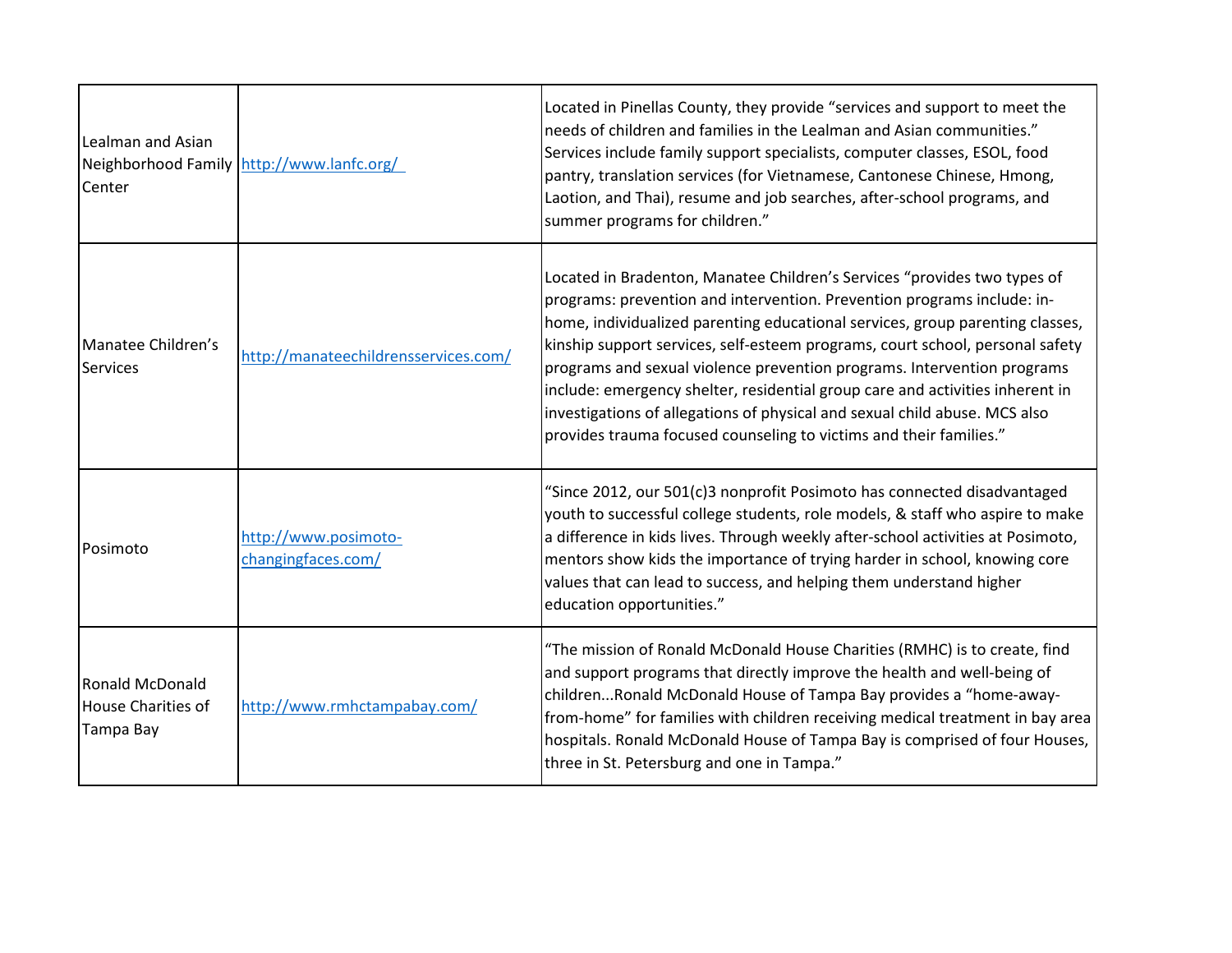| | | |
|---|---|---|
| Lealman and Asian Neighborhood Family Center | http://www.lanfc.org/ | Located in Pinellas County, they provide “services and support to meet the needs of children and families in the Lealman and Asian communities.” Services include family support specialists, computer classes, ESOL, food pantry, translation services (for Vietnamese, Cantonese Chinese, Hmong, Laotion, and Thai), resume and job searches, after-school programs, and summer programs for children.” |
| Manatee Children’s Services | http://manateechildrensservices.com/ | Located in Bradenton, Manatee Children’s Services “provides two types of programs: prevention and intervention. Prevention programs include: in-home, individualized parenting educational services, group parenting classes, kinship support services, self-esteem programs, court school, personal safety programs and sexual violence prevention programs. Intervention programs include: emergency shelter, residential group care and activities inherent in investigations of allegations of physical and sexual child abuse. MCS also provides trauma focused counseling to victims and their families.” |
| Posimoto | http://www.posimoto-changingfaces.com/ | “Since 2012, our 501(c)3 nonprofit Posimoto has connected disadvantaged youth to successful college students, role models, & staff who aspire to make a difference in kids lives. Through weekly after-school activities at Posimoto, mentors show kids the importance of trying harder in school, knowing core values that can lead to success, and helping them understand higher education opportunities.” |
| Ronald McDonald House Charities of Tampa Bay | http://www.rmhctampabay.com/ | “The mission of Ronald McDonald House Charities (RMHC) is to create, find and support programs that directly improve the health and well-being of children...Ronald McDonald House of Tampa Bay provides a “home-away-from-home” for families with children receiving medical treatment in bay area hospitals. Ronald McDonald House of Tampa Bay is comprised of four Houses, three in St. Petersburg and one in Tampa.” |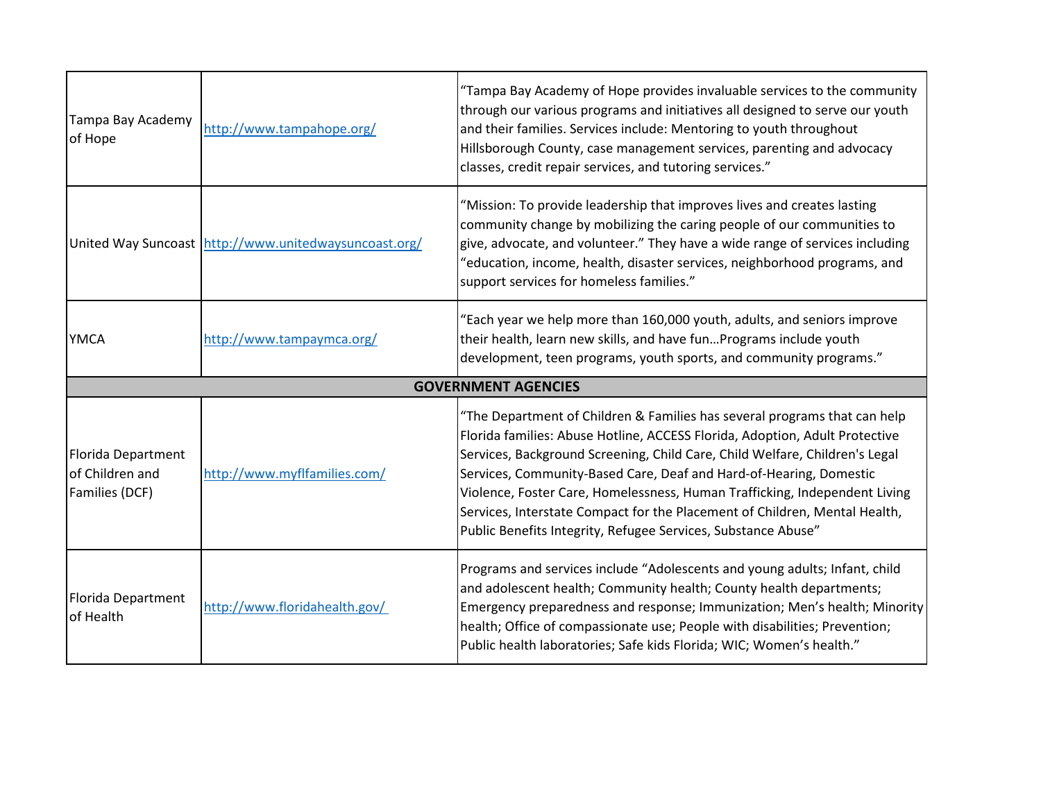| | | |
|---|---|---|
| Tampa Bay Academy of Hope | http://www.tampahope.org/ | "Tampa Bay Academy of Hope provides invaluable services to the community through our various programs and initiatives all designed to serve our youth and their families. Services include: Mentoring to youth throughout Hillsborough County, case management services, parenting and advocacy classes, credit repair services, and tutoring services." |
| United Way Suncoast | http://www.unitedwaysuncoast.org/ | "Mission: To provide leadership that improves lives and creates lasting community change by mobilizing the caring people of our communities to give, advocate, and volunteer." They have a wide range of services including "education, income, health, disaster services, neighborhood programs, and support services for homeless families." |
| YMCA | http://www.tampaymca.org/ | "Each year we help more than 160,000 youth, adults, and seniors improve their health, learn new skills, and have fun…Programs include youth development, teen programs, youth sports, and community programs." |
| **GOVERNMENT AGENCIES** | | |
| Florida Department of Children and Families (DCF) | http://www.myflfamilies.com/ | "The Department of Children & Families has several programs that can help Florida families: Abuse Hotline, ACCESS Florida, Adoption, Adult Protective Services, Background Screening, Child Care, Child Welfare, Children's Legal Services, Community-Based Care, Deaf and Hard-of-Hearing, Domestic Violence, Foster Care, Homelessness, Human Trafficking, Independent Living Services, Interstate Compact for the Placement of Children, Mental Health, Public Benefits Integrity, Refugee Services, Substance Abuse" |
| Florida Department of Health | http://www.floridahealth.gov/ | Programs and services include "Adolescents and young adults; Infant, child and adolescent health; Community health; County health departments; Emergency preparedness and response; Immunization; Men's health; Minority health; Office of compassionate use; People with disabilities; Prevention; Public health laboratories; Safe kids Florida; WIC; Women's health." |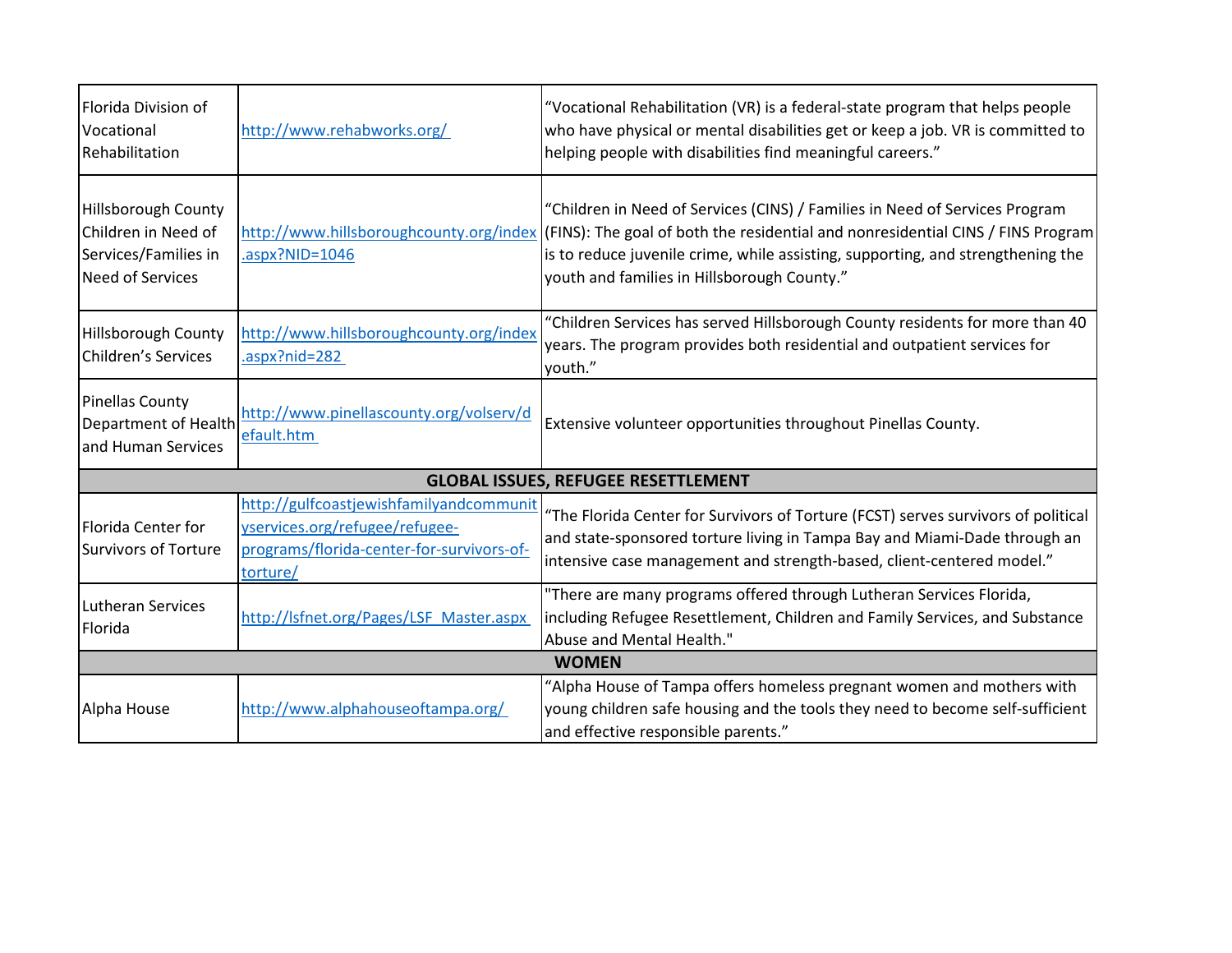| | | |
|---|---|---|
| Florida Division of Vocational Rehabilitation | http://www.rehabworks.org/ | "Vocational Rehabilitation (VR) is a federal-state program that helps people who have physical or mental disabilities get or keep a job. VR is committed to helping people with disabilities find meaningful careers." |
| Hillsborough County Children in Need of Services/Families in Need of Services | http://www.hillsboroughcounty.org/index.aspx?NID=1046 | "Children in Need of Services (CINS) / Families in Need of Services Program (FINS): The goal of both the residential and nonresidential CINS / FINS Program is to reduce juvenile crime, while assisting, supporting, and strengthening the youth and families in Hillsborough County." |
| Hillsborough County Children's Services | http://www.hillsboroughcounty.org/index.aspx?nid=282 | "Children Services has served Hillsborough County residents for more than 40 years. The program provides both residential and outpatient services for youth." |
| Pinellas County Department of Health and Human Services | http://www.pinellascounty.org/volserv/default.htm | Extensive volunteer opportunities throughout Pinellas County. |
| **GLOBAL ISSUES, REFUGEE RESETTLEMENT** | | |
| Florida Center for Survivors of Torture | http://gulfcoastjewishfamilyandcommunityservices.org/refugee/refugee-programs/florida-center-for-survivors-of-torture/ | "The Florida Center for Survivors of Torture (FCST) serves survivors of political and state-sponsored torture living in Tampa Bay and Miami-Dade through an intensive case management and strength-based, client-centered model." |
| Lutheran Services Florida | http://lsfnet.org/Pages/LSF_Master.aspx | "There are many programs offered through Lutheran Services Florida, including Refugee Resettlement, Children and Family Services, and Substance Abuse and Mental Health." |
| **WOMEN** | | |
| Alpha House | http://www.alphahouseoftampa.org/ | "Alpha House of Tampa offers homeless pregnant women and mothers with young children safe housing and the tools they need to become self-sufficient and effective responsible parents." |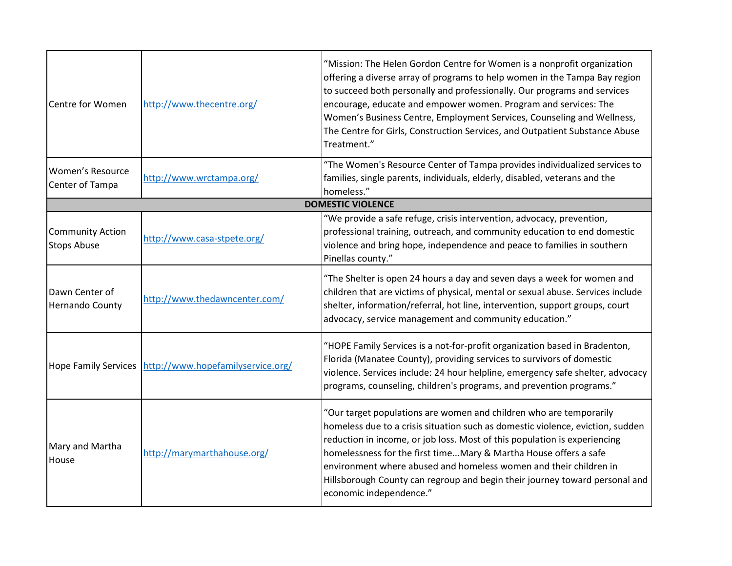| | | |
|---|---|---|
| Centre for Women | http://www.thecentre.org/ | "Mission: The Helen Gordon Centre for Women is a nonprofit organization offering a diverse array of programs to help women in the Tampa Bay region to succeed both personally and professionally. Our programs and services encourage, educate and empower women. Program and services: The Women's Business Centre, Employment Services, Counseling and Wellness, The Centre for Girls, Construction Services, and Outpatient Substance Abuse Treatment." |
| Women's Resource Center of Tampa | http://www.wrctampa.org/ | "The Women's Resource Center of Tampa provides individualized services to families, single parents, individuals, elderly, disabled, veterans and the homeless." |
| **DOMESTIC VIOLENCE** | | |
| Community Action Stops Abuse | http://www.casa-stpete.org/ | "We provide a safe refuge, crisis intervention, advocacy, prevention, professional training, outreach, and community education to end domestic violence and bring hope, independence and peace to families in southern Pinellas county." |
| Dawn Center of Hernando County | http://www.thedawncenter.com/ | "The Shelter is open 24 hours a day and seven days a week for women and children that are victims of physical, mental or sexual abuse. Services include shelter, information/referral, hot line, intervention, support groups, court advocacy, service management and community education." |
| Hope Family Services | http://www.hopefamilyservice.org/ | "HOPE Family Services is a not-for-profit organization based in Bradenton, Florida (Manatee County), providing services to survivors of domestic violence. Services include: 24 hour helpline, emergency safe shelter, advocacy programs, counseling, children's programs, and prevention programs." |
| Mary and Martha House | http://marymarthahouse.org/ | "Our target populations are women and children who are temporarily homeless due to a crisis situation such as domestic violence, eviction, sudden reduction in income, or job loss. Most of this population is experiencing homelessness for the first time...Mary & Martha House offers a safe environment where abused and homeless women and their children in Hillsborough County can regroup and begin their journey toward personal and economic independence." |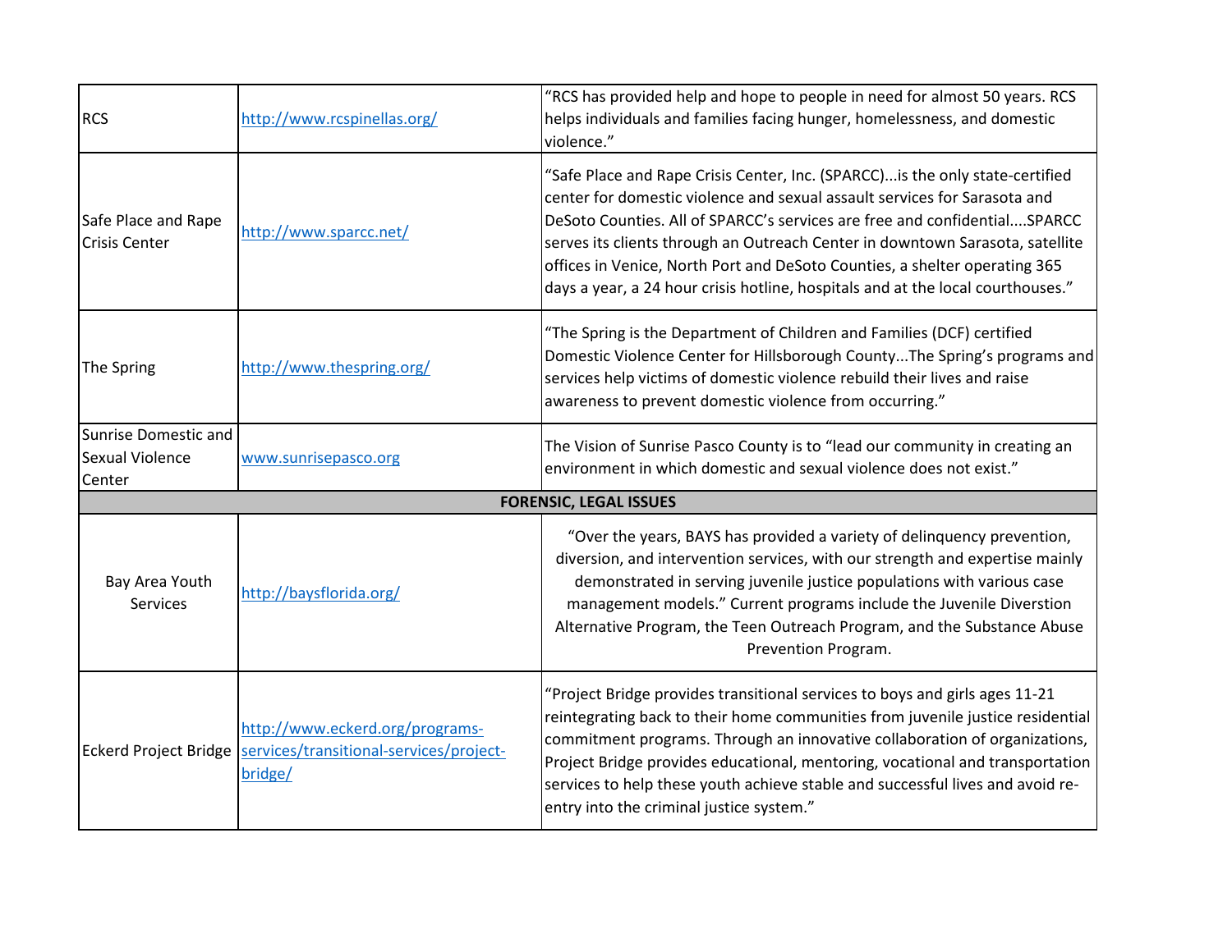| | | |
|---|---|---|
| RCS | http://www.rcspinellas.org/ | "RCS has provided help and hope to people in need for almost 50 years. RCS helps individuals and families facing hunger, homelessness, and domestic violence." |
| Safe Place and Rape Crisis Center | http://www.sparcc.net/ | "Safe Place and Rape Crisis Center, Inc. (SPARCC)...is the only state-certified center for domestic violence and sexual assault services for Sarasota and DeSoto Counties. All of SPARCC's services are free and confidential....SPARCC serves its clients through an Outreach Center in downtown Sarasota, satellite offices in Venice, North Port and DeSoto Counties, a shelter operating 365 days a year, a 24 hour crisis hotline, hospitals and at the local courthouses." |
| The Spring | http://www.thespring.org/ | "The Spring is the Department of Children and Families (DCF) certified Domestic Violence Center for Hillsborough County...The Spring's programs and services help victims of domestic violence rebuild their lives and raise awareness to prevent domestic violence from occurring." |
| Sunrise Domestic and Sexual Violence Center | www.sunrisepasco.org | The Vision of Sunrise Pasco County is to "lead our community in creating an environment in which domestic and sexual violence does not exist." |
| **FORENSIC, LEGAL ISSUES** | | |
| Bay Area Youth Services | http://baysflorida.org/ | "Over the years, BAYS has provided a variety of delinquency prevention, diversion, and intervention services, with our strength and expertise mainly demonstrated in serving juvenile justice populations with various case management models." Current programs include the Juvenile Diverstion Alternative Program, the Teen Outreach Program, and the Substance Abuse Prevention Program. |
| Eckerd Project Bridge | http://www.eckerd.org/programs-services/transitional-services/project-bridge/ | "Project Bridge provides transitional services to boys and girls ages 11-21 reintegrating back to their home communities from juvenile justice residential commitment programs. Through an innovative collaboration of organizations, Project Bridge provides educational, mentoring, vocational and transportation services to help these youth achieve stable and successful lives and avoid re-entry into the criminal justice system." |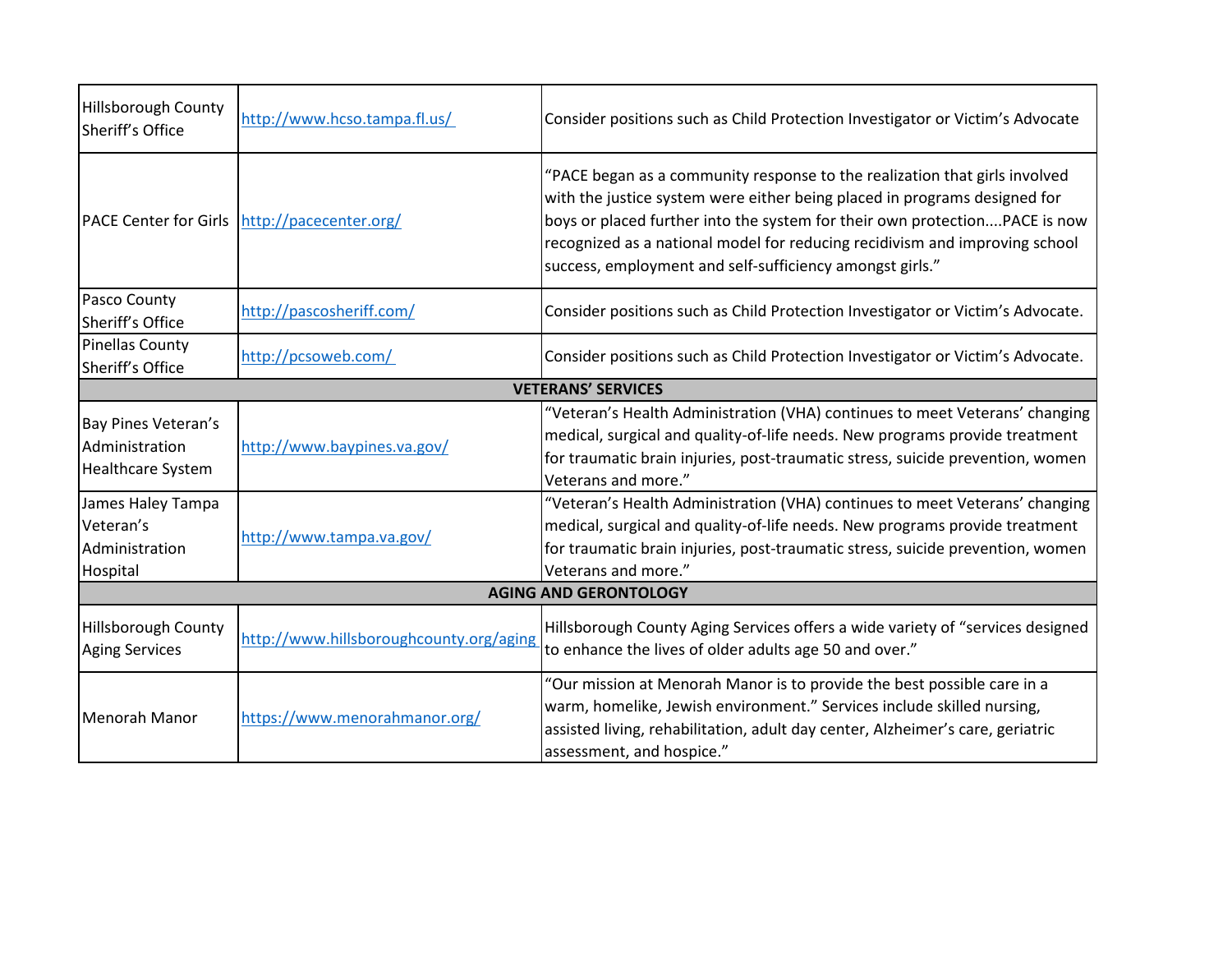| | | |
|---|---|---|
| Hillsborough County Sheriff's Office | http://www.hcso.tampa.fl.us/ | Consider positions such as Child Protection Investigator or Victim's Advocate |
| PACE Center for Girls | http://pacecenter.org/ | "PACE began as a community response to the realization that girls involved with the justice system were either being placed in programs designed for boys or placed further into the system for their own protection....PACE is now recognized as a national model for reducing recidivism and improving school success, employment and self-sufficiency amongst girls." |
| Pasco County Sheriff's Office | http://pascosheriff.com/ | Consider positions such as Child Protection Investigator or Victim's Advocate. |
| Pinellas County Sheriff's Office | http://pcsoweb.com/ | Consider positions such as Child Protection Investigator or Victim's Advocate. |
| **VETERANS' SERVICES** | | |
| Bay Pines Veteran's Administration Healthcare System | http://www.baypines.va.gov/ | "Veteran's Health Administration (VHA) continues to meet Veterans' changing medical, surgical and quality-of-life needs. New programs provide treatment for traumatic brain injuries, post-traumatic stress, suicide prevention, women Veterans and more." |
| James Haley Tampa Veteran's Administration Hospital | http://www.tampa.va.gov/ | "Veteran's Health Administration (VHA) continues to meet Veterans' changing medical, surgical and quality-of-life needs. New programs provide treatment for traumatic brain injuries, post-traumatic stress, suicide prevention, women Veterans and more." |
| **AGING AND GERONTOLOGY** | | |
| Hillsborough County Aging Services | http://www.hillsboroughcounty.org/aging | Hillsborough County Aging Services offers a wide variety of "services designed to enhance the lives of older adults age 50 and over." |
| Menorah Manor | https://www.menorahmanor.org/ | "Our mission at Menorah Manor is to provide the best possible care in a warm, homelike, Jewish environment." Services include skilled nursing, assisted living, rehabilitation, adult day center, Alzheimer's care, geriatric assessment, and hospice." |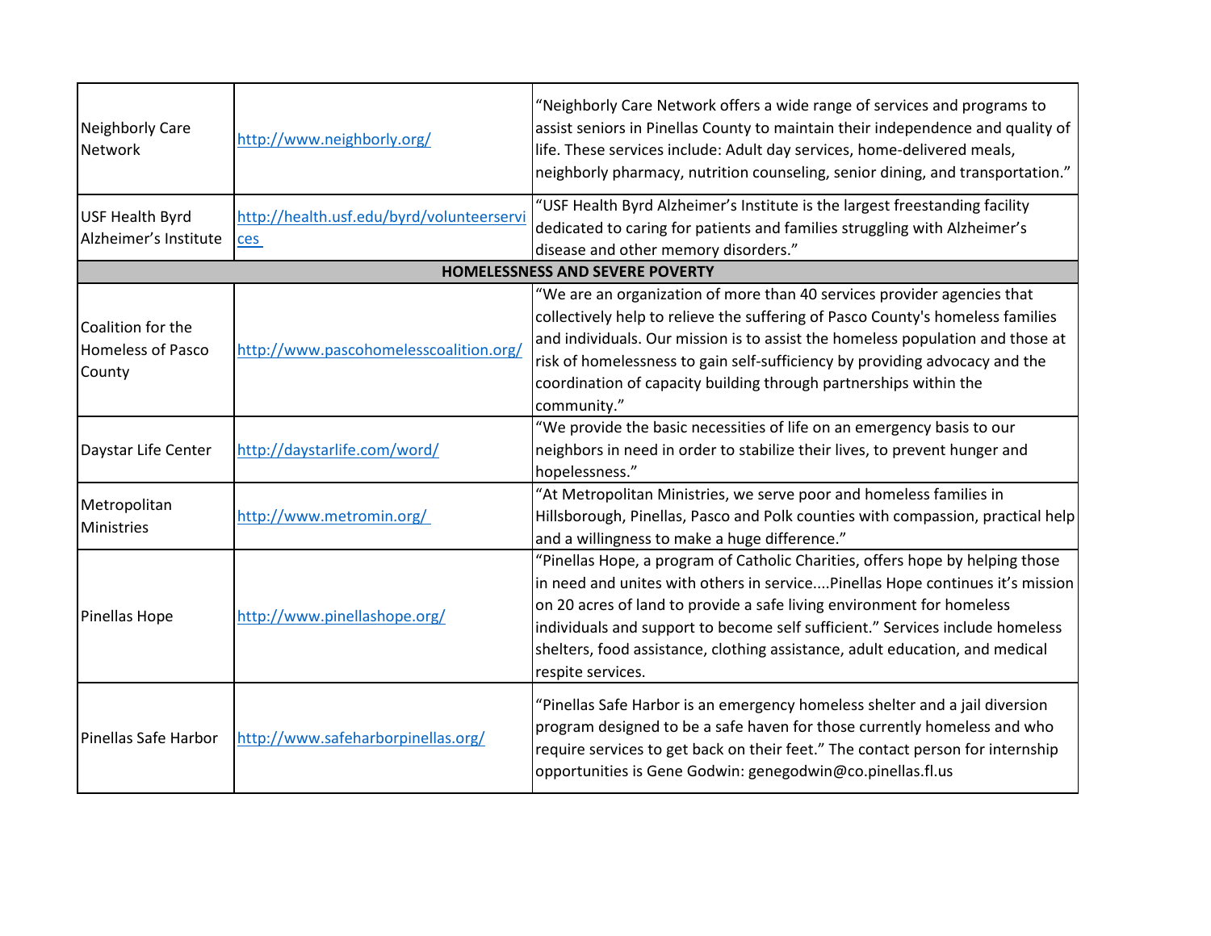| | | |
|---|---|---|
| Neighborly Care Network | http://www.neighborly.org/ | "Neighborly Care Network offers a wide range of services and programs to assist seniors in Pinellas County to maintain their independence and quality of life. These services include: Adult day services, home-delivered meals, neighborly pharmacy, nutrition counseling, senior dining, and transportation." |
| USF Health Byrd Alzheimer's Institute | http://health.usf.edu/byrd/volunteerservices | "USF Health Byrd Alzheimer's Institute is the largest freestanding facility dedicated to caring for patients and families struggling with Alzheimer's disease and other memory disorders." |
| **HOMELESSNESS AND SEVERE POVERTY** | | |
| Coalition for the Homeless of Pasco County | http://www.pascohomelesscoalition.org/ | "We are an organization of more than 40 services provider agencies that collectively help to relieve the suffering of Pasco County's homeless families and individuals. Our mission is to assist the homeless population and those at risk of homelessness to gain self-sufficiency by providing advocacy and the coordination of capacity building through partnerships within the community." |
| Daystar Life Center | http://daystarlife.com/word/ | "We provide the basic necessities of life on an emergency basis to our neighbors in need in order to stabilize their lives, to prevent hunger and hopelessness." |
| Metropolitan Ministries | http://www.metromin.org/ | "At Metropolitan Ministries, we serve poor and homeless families in Hillsborough, Pinellas, Pasco and Polk counties with compassion, practical help and a willingness to make a huge difference." |
| Pinellas Hope | http://www.pinellashope.org/ | "Pinellas Hope, a program of Catholic Charities, offers hope by helping those in need and unites with others in service....Pinellas Hope continues it's mission on 20 acres of land to provide a safe living environment for homeless individuals and support to become self sufficient." Services include homeless shelters, food assistance, clothing assistance, adult education, and medical respite services. |
| Pinellas Safe Harbor | http://www.safeharborpinellas.org/ | "Pinellas Safe Harbor is an emergency homeless shelter and a jail diversion program designed to be a safe haven for those currently homeless and who require services to get back on their feet." The contact person for internship opportunities is Gene Godwin: genegodwin@co.pinellas.fl.us |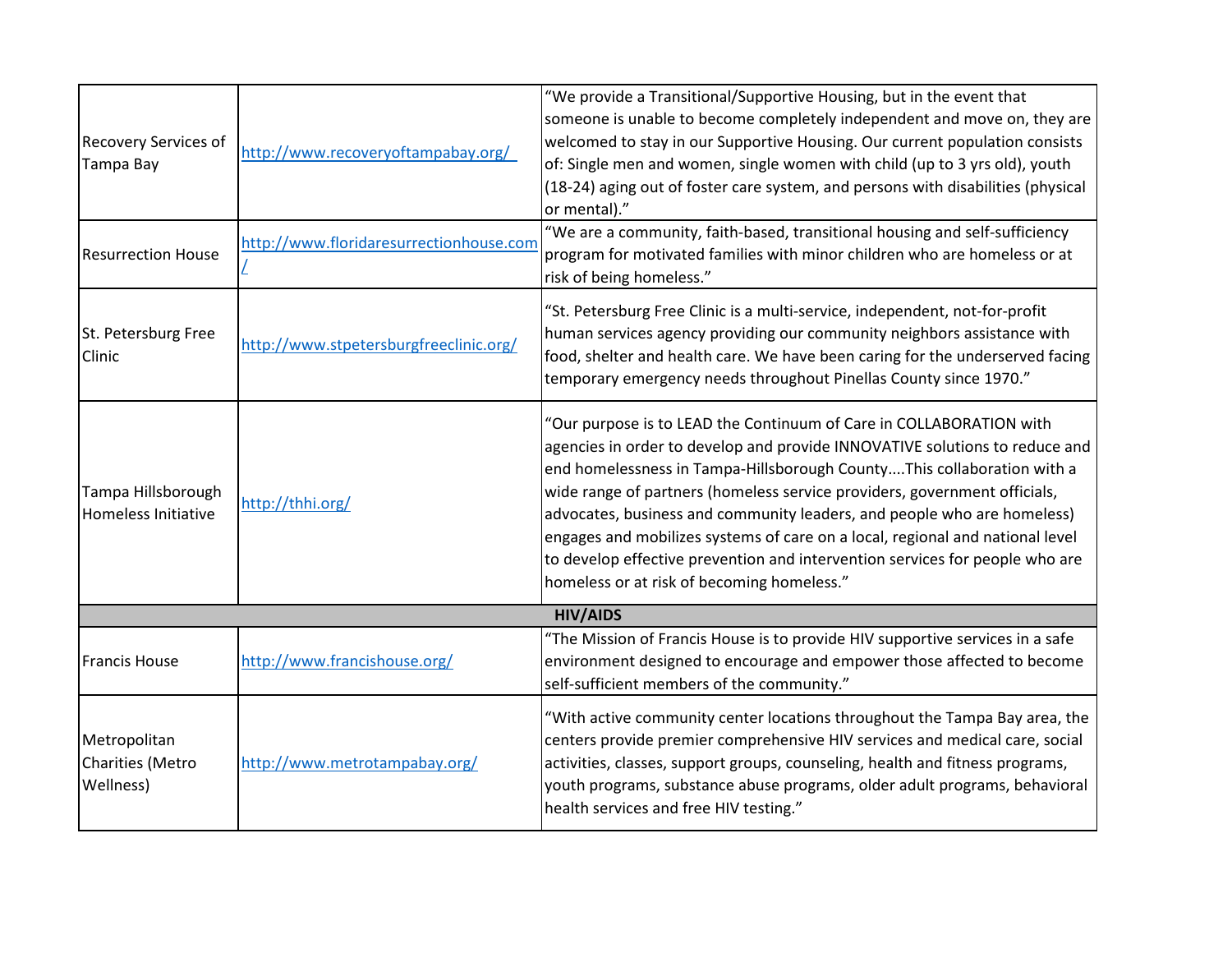| | | |
|---|---|---|
| Recovery Services of Tampa Bay | http://www.recoveryoftampabay.org/ | “We provide a Transitional/Supportive Housing, but in the event that someone is unable to become completely independent and move on, they are welcomed to stay in our Supportive Housing. Our current population consists of: Single men and women, single women with child (up to 3 yrs old), youth (18-24) aging out of foster care system, and persons with disabilities (physical or mental).” |
| Resurrection House | http://www.floridaresurrectionhouse.com/ | “We are a community, faith-based, transitional housing and self-sufficiency program for motivated families with minor children who are homeless or at risk of being homeless.” |
| St. Petersburg Free Clinic | http://www.stpetersburgfreeclinic.org/ | “St. Petersburg Free Clinic is a multi-service, independent, not-for-profit human services agency providing our community neighbors assistance with food, shelter and health care. We have been caring for the underserved facing temporary emergency needs throughout Pinellas County since 1970.” |
| Tampa Hillsborough Homeless Initiative | http://thhi.org/ | “Our purpose is to LEAD the Continuum of Care in COLLABORATION with agencies in order to develop and provide INNOVATIVE solutions to reduce and end homelessness in Tampa-Hillsborough County....This collaboration with a wide range of partners (homeless service providers, government officials, advocates, business and community leaders, and people who are homeless) engages and mobilizes systems of care on a local, regional and national level to develop effective prevention and intervention services for people who are homeless or at risk of becoming homeless.” |
| **HIV/AIDS** | | |
| Francis House | http://www.francishouse.org/ | “The Mission of Francis House is to provide HIV supportive services in a safe environment designed to encourage and empower those affected to become self-sufficient members of the community.” |
| Metropolitan Charities (Metro Wellness) | http://www.metrotampabay.org/ | “With active community center locations throughout the Tampa Bay area, the centers provide premier comprehensive HIV services and medical care, social activities, classes, support groups, counseling, health and fitness programs, youth programs, substance abuse programs, older adult programs, behavioral health services and free HIV testing.” |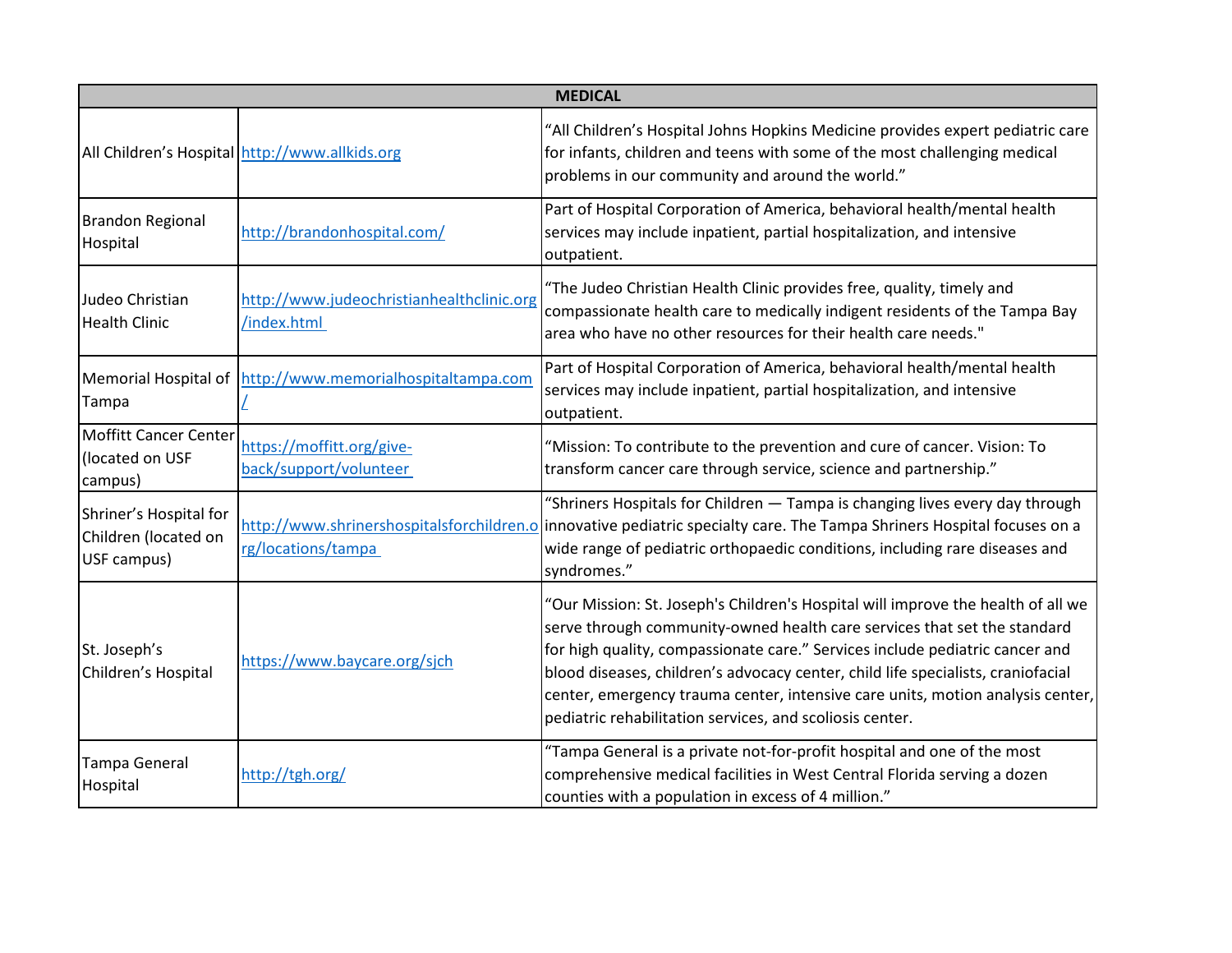| MEDICAL | | |
|---|---|---|
| All Children's Hospital | http://www.allkids.org | "All Children's Hospital Johns Hopkins Medicine provides expert pediatric care for infants, children and teens with some of the most challenging medical problems in our community and around the world." |
| Brandon Regional Hospital | http://brandonhospital.com/ | Part of Hospital Corporation of America, behavioral health/mental health services may include inpatient, partial hospitalization, and intensive outpatient. |
| Judeo Christian Health Clinic | http://www.judeochristianhealthclinic.org/index.html | "The Judeo Christian Health Clinic provides free, quality, timely and compassionate health care to medically indigent residents of the Tampa Bay area who have no other resources for their health care needs." |
| Memorial Hospital of Tampa | http://www.memorialhospitaltampa.com/ | Part of Hospital Corporation of America, behavioral health/mental health services may include inpatient, partial hospitalization, and intensive outpatient. |
| Moffitt Cancer Center (located on USF campus) | https://moffitt.org/give-back/support/volunteer | "Mission: To contribute to the prevention and cure of cancer. Vision: To transform cancer care through service, science and partnership." |
| Shriner's Hospital for Children (located on USF campus) | http://www.shrinershospitalsforchildren.org/locations/tampa | "Shriners Hospitals for Children — Tampa is changing lives every day through innovative pediatric specialty care. The Tampa Shriners Hospital focuses on a wide range of pediatric orthopaedic conditions, including rare diseases and syndromes." |
| St. Joseph's Children's Hospital | https://www.baycare.org/sjch | "Our Mission: St. Joseph's Children's Hospital will improve the health of all we serve through community-owned health care services that set the standard for high quality, compassionate care." Services include pediatric cancer and blood diseases, children's advocacy center, child life specialists, craniofacial center, emergency trauma center, intensive care units, motion analysis center, pediatric rehabilitation services, and scoliosis center. |
| Tampa General Hospital | http://tgh.org/ | "Tampa General is a private not-for-profit hospital and one of the most comprehensive medical facilities in West Central Florida serving a dozen counties with a population in excess of 4 million." |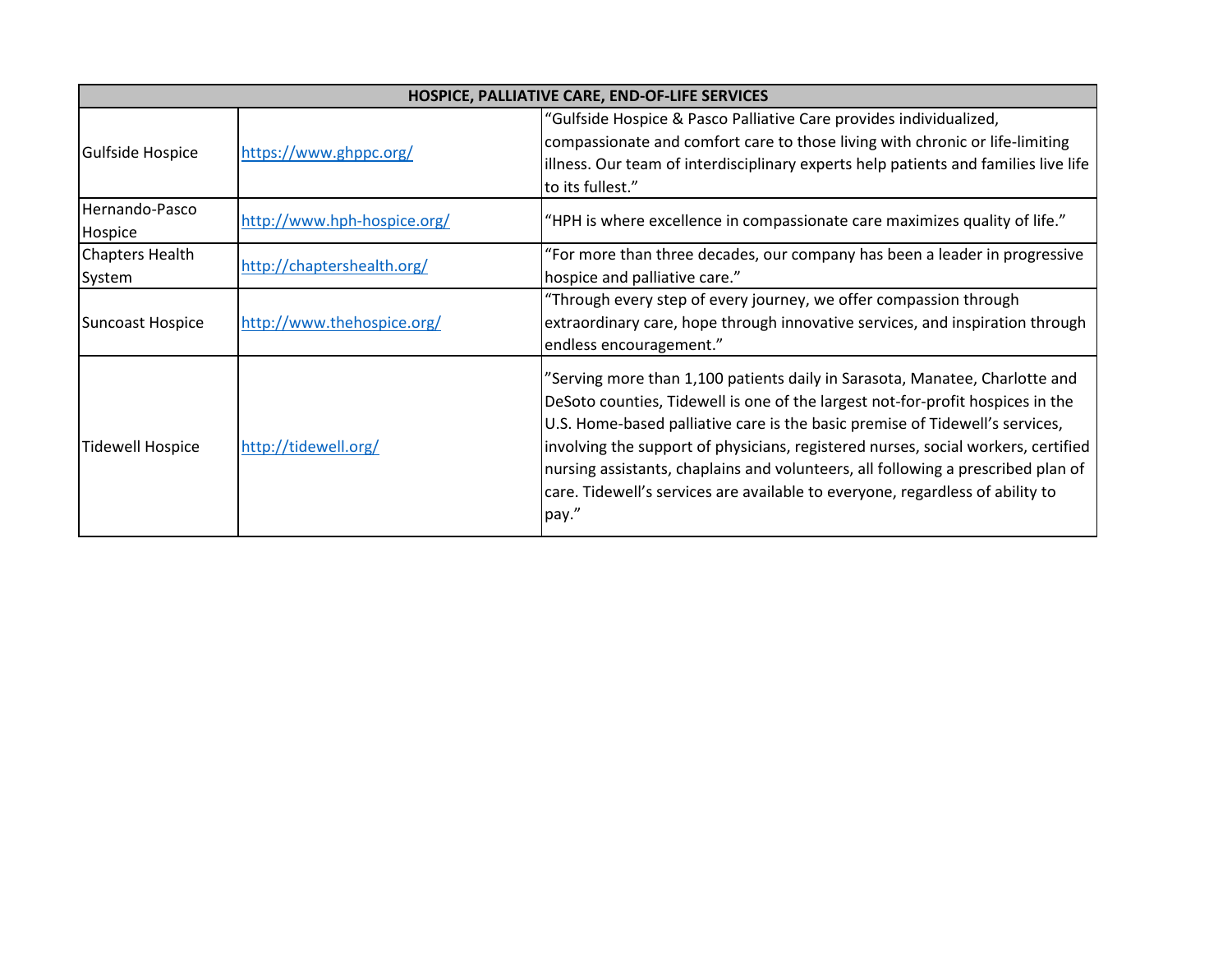| HOSPICE, PALLIATIVE CARE, END-OF-LIFE SERVICES | | |
|---|---|---|
| Gulfside Hospice | https://www.ghppc.org/ | “Gulfside Hospice & Pasco Palliative Care provides individualized, compassionate and comfort care to those living with chronic or life-limiting illness. Our team of interdisciplinary experts help patients and families live life to its fullest.” |
| Hernando-Pasco Hospice | http://www.hph-hospice.org/ | “HPH is where excellence in compassionate care maximizes quality of life.” |
| Chapters Health System | http://chaptershealth.org/ | “For more than three decades, our company has been a leader in progressive hospice and palliative care.” |
| Suncoast Hospice | http://www.thehospice.org/ | “Through every step of every journey, we offer compassion through extraordinary care, hope through innovative services, and inspiration through endless encouragement.” |
| Tidewell Hospice | http://tidewell.org/ | ”Serving more than 1,100 patients daily in Sarasota, Manatee, Charlotte and DeSoto counties, Tidewell is one of the largest not-for-profit hospices in the U.S. Home-based palliative care is the basic premise of Tidewell’s services, involving the support of physicians, registered nurses, social workers, certified nursing assistants, chaplains and volunteers, all following a prescribed plan of care. Tidewell’s services are available to everyone, regardless of ability to pay.” |